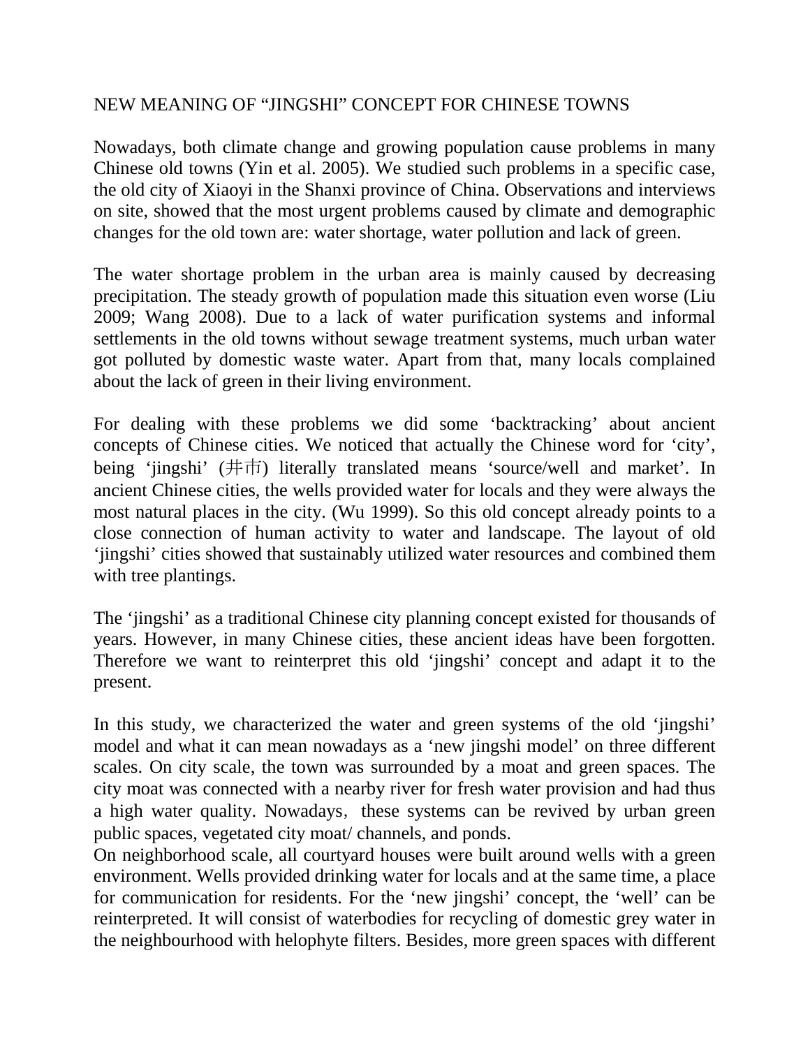# NEW MEANING OF "JINGSHI" CONCEPT FOR CHINESE TOWNS

Nowadays, both climate change and growing population cause problems in many Chinese old towns (Yin et al. 2005). We studied such problems in a specific case, the old city of Xiaoyi in the Shanxi province of China. Observations and interviews on site, showed that the most urgent problems caused by climate and demographic changes for the old town are: water shortage, water pollution and lack of green.

The water shortage problem in the urban area is mainly caused by decreasing precipitation. The steady growth of population made this situation even worse (Liu 2009; Wang 2008). Due to a lack of water purification systems and informal settlements in the old towns without sewage treatment systems, much urban water got polluted by domestic waste water. Apart from that, many locals complained about the lack of green in their living environment.

For dealing with these problems we did some 'backtracking' about ancient concepts of Chinese cities. We noticed that actually the Chinese word for 'city', being 'jingshi' (井市) literally translated means 'source/well and market'. In ancient Chinese cities, the wells provided water for locals and they were always the most natural places in the city. (Wu 1999). So this old concept already points to a close connection of human activity to water and landscape. The layout of old 'jingshi' cities showed that sustainably utilized water resources and combined them with tree plantings.

The 'jingshi' as a traditional Chinese city planning concept existed for thousands of years. However, in many Chinese cities, these ancient ideas have been forgotten. Therefore we want to reinterpret this old 'jingshi' concept and adapt it to the present.

In this study, we characterized the water and green systems of the old 'jingshi' model and what it can mean nowadays as a 'new jingshi model' on three different scales. On city scale, the town was surrounded by a moat and green spaces. The city moat was connected with a nearby river for fresh water provision and had thus a high water quality. Nowadays, these systems can be revived by urban green public spaces, vegetated city moat/ channels, and ponds.
On neighborhood scale, all courtyard houses were built around wells with a green environment. Wells provided drinking water for locals and at the same time, a place for communication for residents. For the 'new jingshi' concept, the 'well' can be reinterpreted. It will consist of waterbodies for recycling of domestic grey water in the neighbourhood with helophyte filters. Besides, more green spaces with different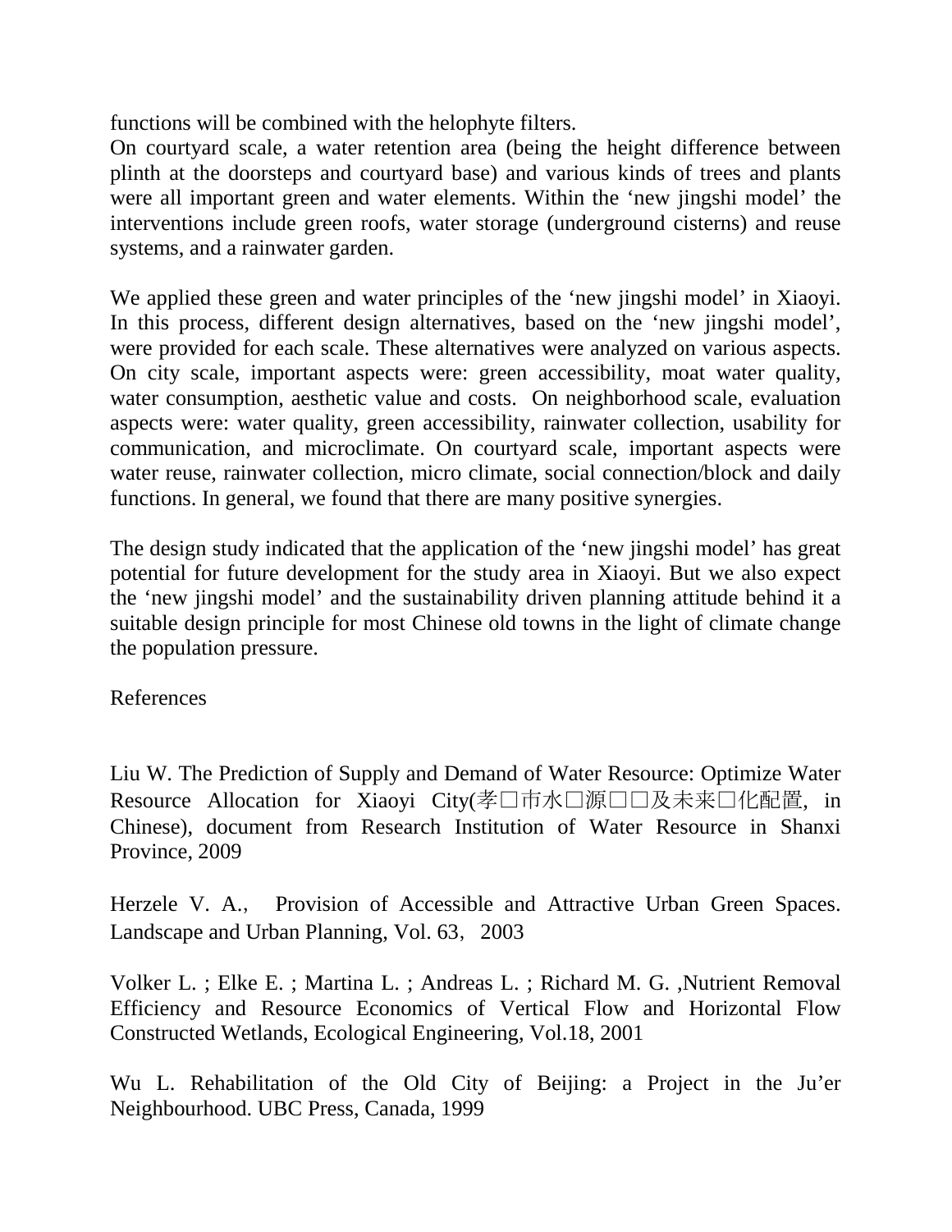functions will be combined with the helophyte filters.

On courtyard scale, a water retention area (being the height difference between plinth at the doorsteps and courtyard base) and various kinds of trees and plants were all important green and water elements. Within the 'new jingshi model' the interventions include green roofs, water storage (underground cisterns) and reuse systems, and a rainwater garden.

We applied these green and water principles of the 'new jingshi model' in Xiaoyi. In this process, different design alternatives, based on the 'new jingshi model', were provided for each scale. These alternatives were analyzed on various aspects. On city scale, important aspects were: green accessibility, moat water quality, water consumption, aesthetic value and costs. On neighborhood scale, evaluation aspects were: water quality, green accessibility, rainwater collection, usability for communication, and microclimate. On courtyard scale, important aspects were water reuse, rainwater collection, micro climate, social connection/block and daily functions. In general, we found that there are many positive synergies.

The design study indicated that the application of the 'new jingshi model' has great potential for future development for the study area in Xiaoyi. But we also expect the 'new jingshi model' and the sustainability driven planning attitude behind it a suitable design principle for most Chinese old towns in the light of climate change the population pressure.

References

Liu W. The Prediction of Supply and Demand of Water Resource: Optimize Water Resource Allocation for Xiaoyi City(孝□市水□源□□及未来□化配置, in Chinese), document from Research Institution of Water Resource in Shanxi Province, 2009

Herzele V. A., Provision of Accessible and Attractive Urban Green Spaces. Landscape and Urban Planning, Vol. 63, 2003

Volker L. ; Elke E. ; Martina L. ; Andreas L. ; Richard M. G. ,Nutrient Removal Efficiency and Resource Economics of Vertical Flow and Horizontal Flow Constructed Wetlands, Ecological Engineering, Vol.18, 2001

Wu L. Rehabilitation of the Old City of Beijing: a Project in the Ju'er Neighbourhood. UBC Press, Canada, 1999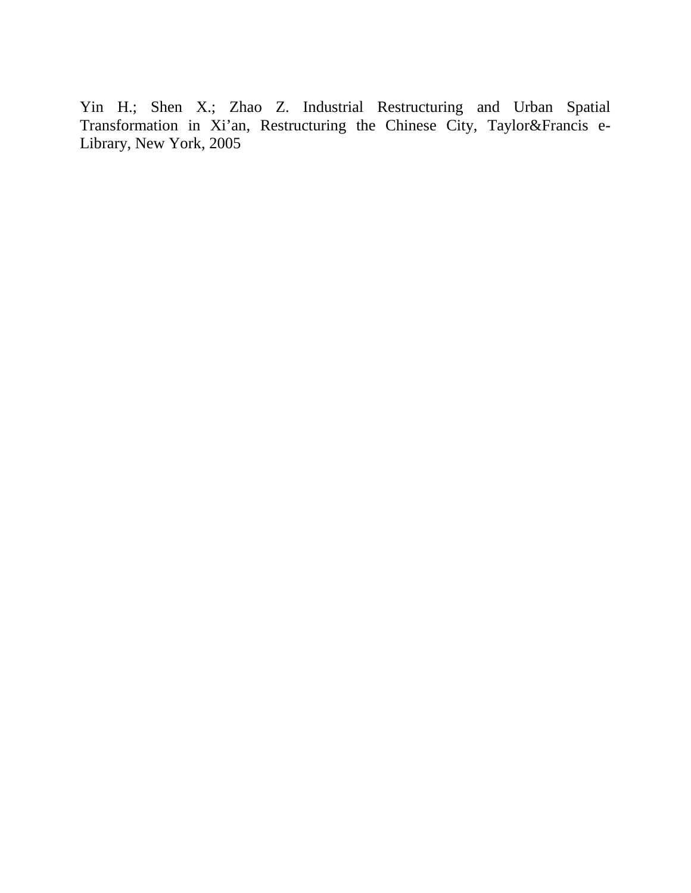Yin H.; Shen X.; Zhao Z. Industrial Restructuring and Urban Spatial Transformation in Xi'an, Restructuring the Chinese City, Taylor&Francis e-Library, New York, 2005